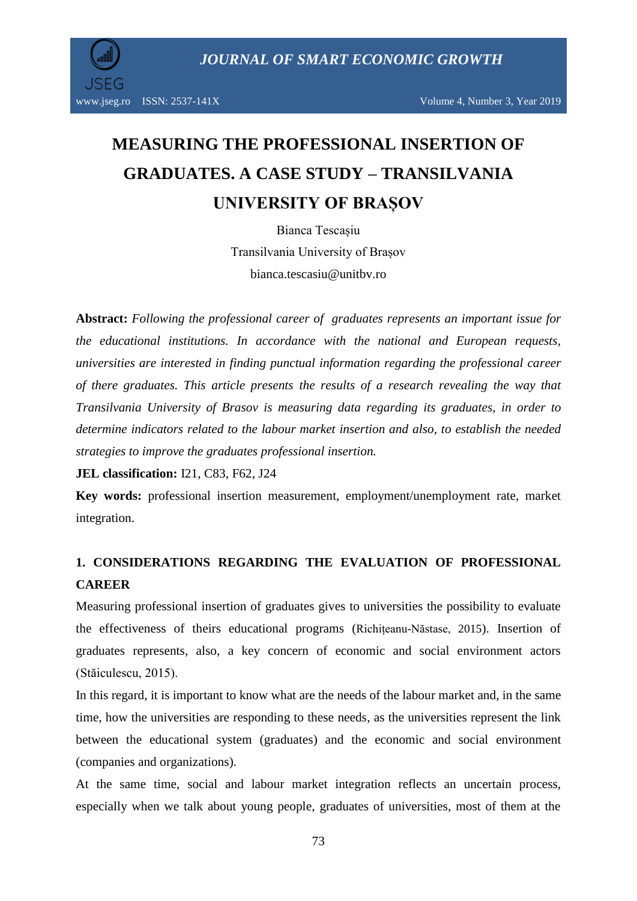# MEASURING THE PROFESSIONAL INSERTION OF GRADUATES. A CASE STUDY – TRANSILVANIA UNIVERSITY OF BRAȘOV

Bianca Tescașiu

Transilvania University of Brașov

bianca.tescasiu@unitbv.ro

**Abstract:** *Following the professional career of graduates represents an important issue for the educational institutions. In accordance with the national and European requests, universities are interested in finding punctual information regarding the professional career of there graduates. This article presents the results of a research revealing the way that Transilvania University of Brasov is measuring data regarding its graduates, in order to determine indicators related to the labour market insertion and also, to establish the needed strategies to improve the graduates professional insertion.*

**JEL classification:** I21, C83, F62, J24

**Key words:** professional insertion measurement, employment/unemployment rate, market integration.

## 1. CONSIDERATIONS REGARDING THE EVALUATION OF PROFESSIONAL CAREER

Measuring professional insertion of graduates gives to universities the possibility to evaluate the effectiveness of theirs educational programs (Richițeanu-Năstase, 2015). Insertion of graduates represents, also, a key concern of economic and social environment actors (Stăiculescu, 2015).

In this regard, it is important to know what are the needs of the labour market and, in the same time, how the universities are responding to these needs, as the universities represent the link between the educational system (graduates) and the economic and social environment (companies and organizations).

At the same time, social and labour market integration reflects an uncertain process, especially when we talk about young people, graduates of universities, most of them at the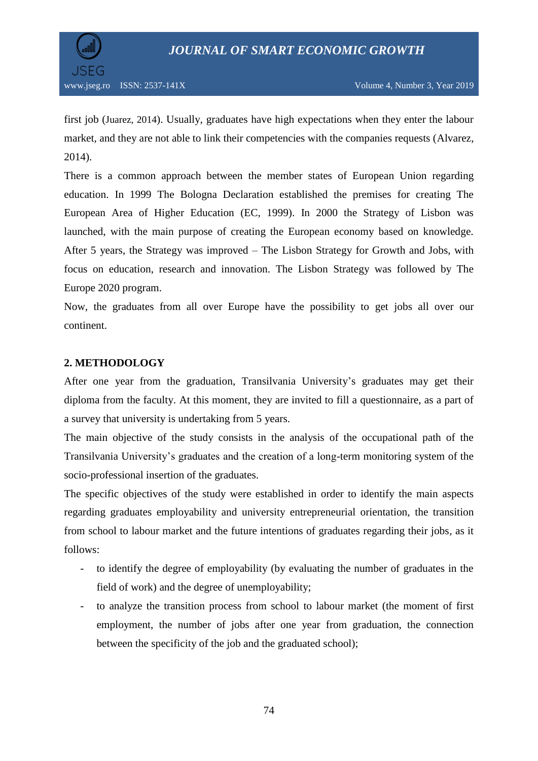first job (Juarez, 2014). Usually, graduates have high expectations when they enter the labour market, and they are not able to link their competencies with the companies requests (Alvarez, 2014).

There is a common approach between the member states of European Union regarding education. In 1999 The Bologna Declaration established the premises for creating The European Area of Higher Education (EC, 1999). In 2000 the Strategy of Lisbon was launched, with the main purpose of creating the European economy based on knowledge. After 5 years, the Strategy was improved – The Lisbon Strategy for Growth and Jobs, with focus on education, research and innovation. The Lisbon Strategy was followed by The Europe 2020 program.

Now, the graduates from all over Europe have the possibility to get jobs all over our continent.

## 2. METHODOLOGY

After one year from the graduation, Transilvania University's graduates may get their diploma from the faculty. At this moment, they are invited to fill a questionnaire, as a part of a survey that university is undertaking from 5 years.

The main objective of the study consists in the analysis of the occupational path of the Transilvania University's graduates and the creation of a long-term monitoring system of the socio-professional insertion of the graduates.

The specific objectives of the study were established in order to identify the main aspects regarding graduates employability and university entrepreneurial orientation, the transition from school to labour market and the future intentions of graduates regarding their jobs, as it follows:

- to identify the degree of employability (by evaluating the number of graduates in the field of work) and the degree of unemployability;
- to analyze the transition process from school to labour market (the moment of first employment, the number of jobs after one year from graduation, the connection between the specificity of the job and the graduated school);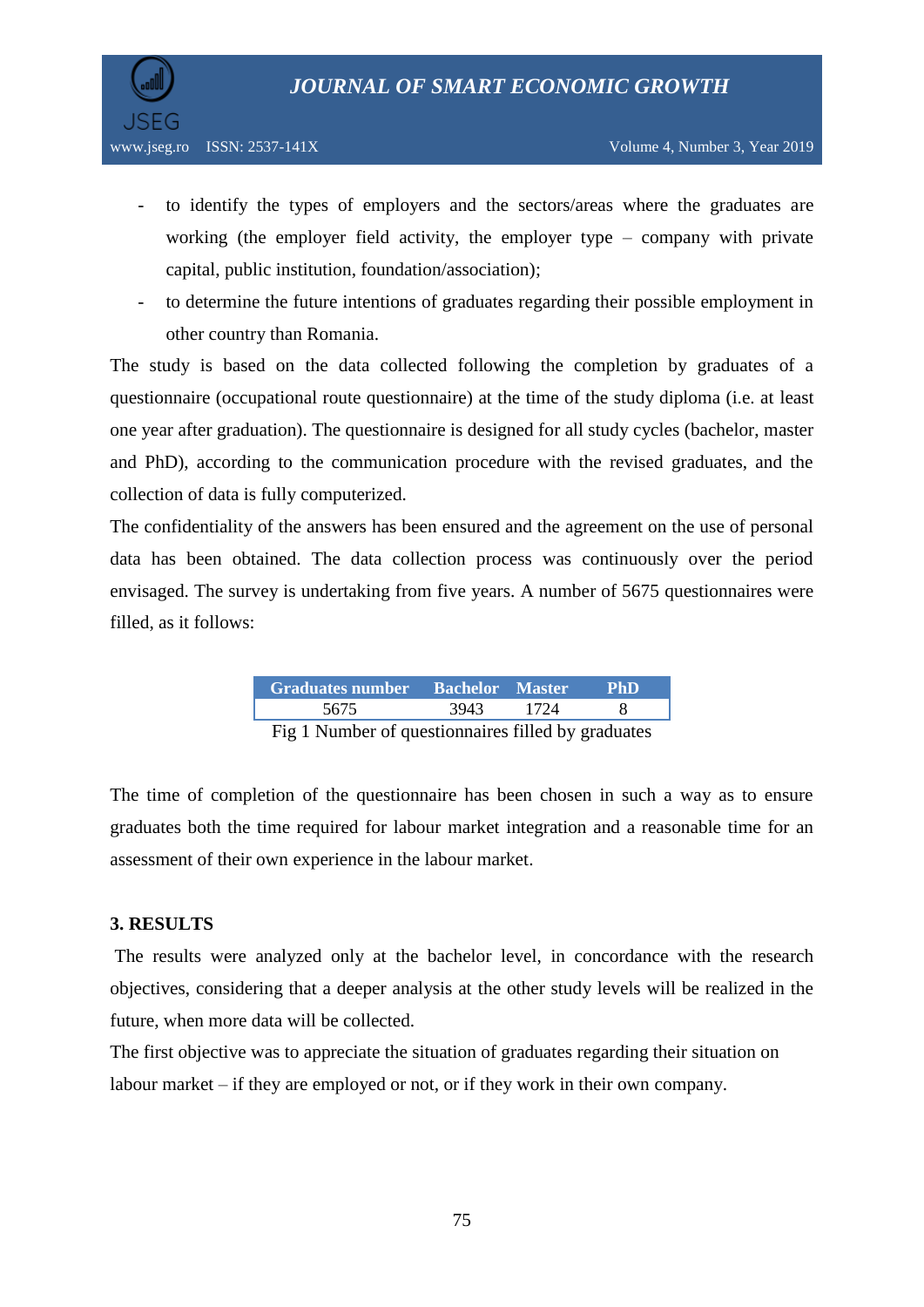- to identify the types of employers and the sectors/areas where the graduates are working (the employer field activity, the employer type – company with private capital, public institution, foundation/association);
- to determine the future intentions of graduates regarding their possible employment in other country than Romania.

The study is based on the data collected following the completion by graduates of a questionnaire (occupational route questionnaire) at the time of the study diploma (i.e. at least one year after graduation). The questionnaire is designed for all study cycles (bachelor, master and PhD), according to the communication procedure with the revised graduates, and the collection of data is fully computerized.

The confidentiality of the answers has been ensured and the agreement on the use of personal data has been obtained. The data collection process was continuously over the period envisaged. The survey is undertaking from five years. A number of 5675 questionnaires were filled, as it follows:

| Graduates number | Bachelor | Master | PhD |
|---|---|---|---|
| 5675 | 3943 | 1724 | 8 |

Fig 1 Number of questionnaires filled by graduates

The time of completion of the questionnaire has been chosen in such a way as to ensure graduates both the time required for labour market integration and a reasonable time for an assessment of their own experience in the labour market.

## 3. RESULTS

The results were analyzed only at the bachelor level, in concordance with the research objectives, considering that a deeper analysis at the other study levels will be realized in the future, when more data will be collected.

The first objective was to appreciate the situation of graduates regarding their situation on labour market – if they are employed or not, or if they work in their own company.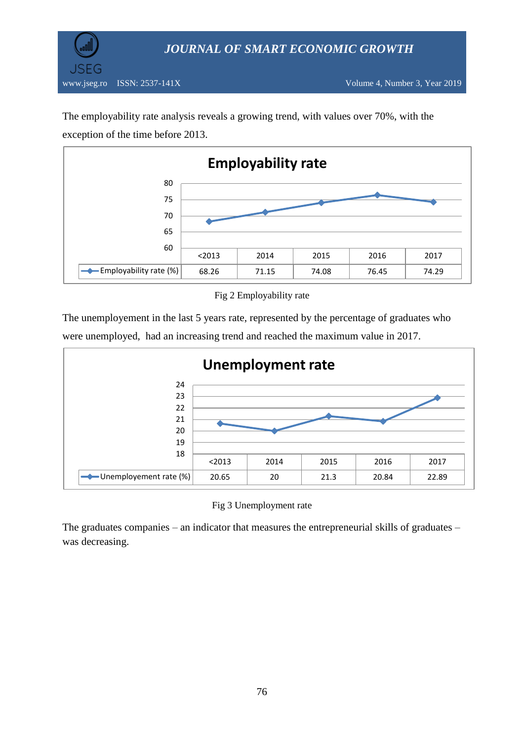The employability rate analysis reveals a growing trend, with values over 70%, with the exception of the time before 2013.

| | <2013 | 2014 | 2015 | 2016 | 2017 |
|---|---|---|---|---|---|
| Employability rate (%) | 68.26 | 71.15 | 74.08 | 76.45 | 74.29 |

Fig 2 Employability rate

The unemployement in the last 5 years rate, represented by the percentage of graduates who were unemployed, had an increasing trend and reached the maximum value in 2017.

| | <2013 | 2014 | 2015 | 2016 | 2017 |
|---|---|---|---|---|---|
| Unemployement rate (%) | 20.65 | 20 | 21.3 | 20.84 | 22.89 |

Fig 3 Unemployment rate

The graduates companies – an indicator that measures the entrepreneurial skills of graduates – was decreasing.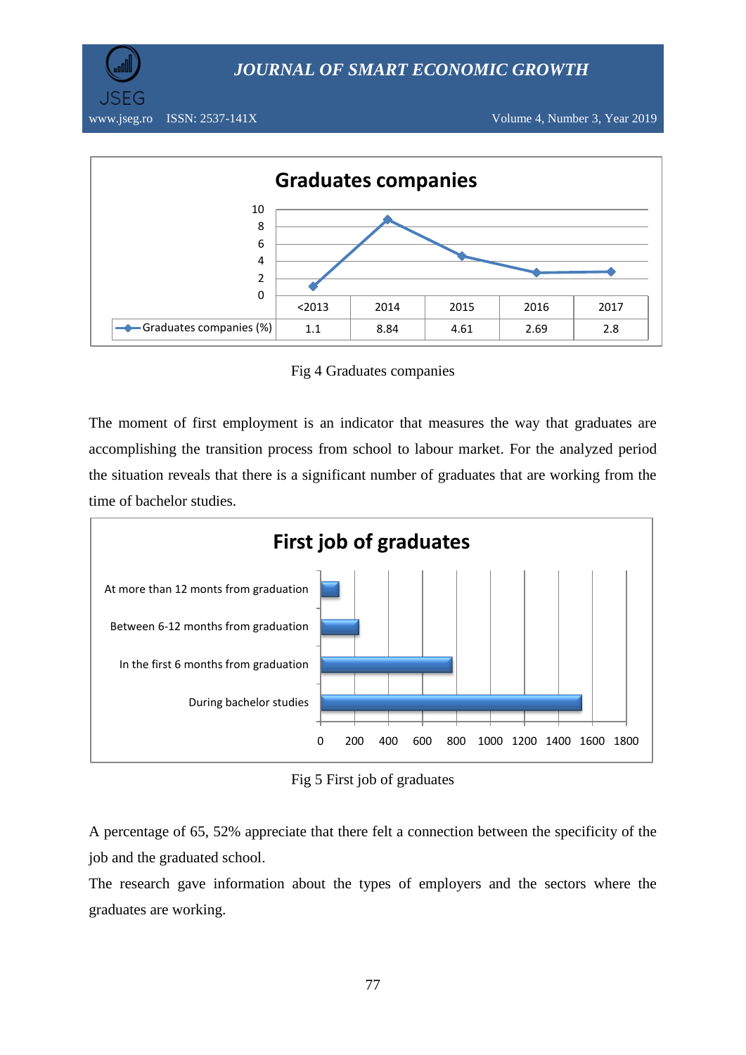**Graduates companies**

| | <2013 | 2014 | 2015 | 2016 | 2017 |
|---|---|---|---|---|---|
| Graduates companies (%) | 1.1 | 8.84 | 4.61 | 2.69 | 2.8 |

Fig 4 Graduates companies

The moment of first employment is an indicator that measures the way that graduates are accomplishing the transition process from school to labour market. For the analyzed period the situation reveals that there is a significant number of graduates that are working from the time of bachelor studies.

**First job of graduates**

At more than 12 monts from graduation

Between 6-12 months from graduation

In the first 6 months from graduation

During bachelor studies

0 200 400 600 800 1000 1200 1400 1600 1800

Fig 5 First job of graduates

A percentage of 65, 52% appreciate that there felt a connection between the specificity of the job and the graduated school.

The research gave information about the types of employers and the sectors where the graduates are working.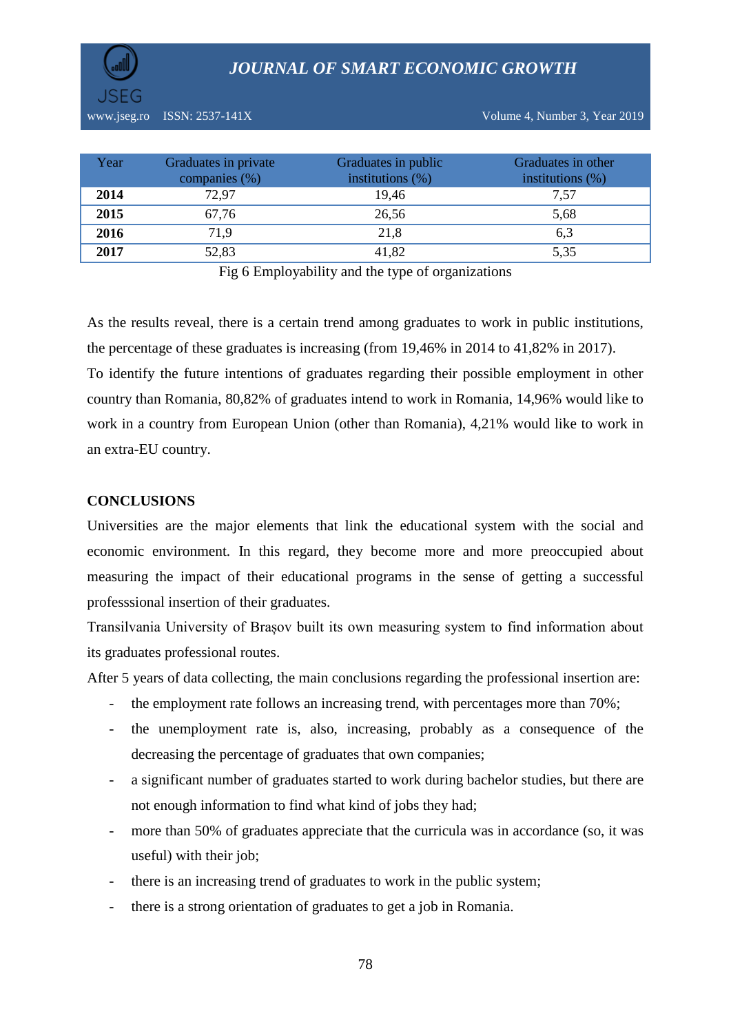| Year | Graduates in private companies (%) | Graduates in public institutions (%) | Graduates in other institutions (%) |
|---|---|---|---|
| **2014** | 72,97 | 19,46 | 7,57 |
| **2015** | 67,76 | 26,56 | 5,68 |
| **2016** | 71,9 | 21,8 | 6,3 |
| **2017** | 52,83 | 41,82 | 5,35 |

Fig 6 Employability and the type of organizations

As the results reveal, there is a certain trend among graduates to work in public institutions, the percentage of these graduates is increasing (from 19,46% in 2014 to 41,82% in 2017).
To identify the future intentions of graduates regarding their possible employment in other country than Romania, 80,82% of graduates intend to work in Romania, 14,96% would like to work in a country from European Union (other than Romania), 4,21% would like to work in an extra-EU country.

## CONCLUSIONS

Universities are the major elements that link the educational system with the social and economic environment. In this regard, they become more and more preoccupied about measuring the impact of their educational programs in the sense of getting a successful professsional insertion of their graduates.
Transilvania University of Brașov built its own measuring system to find information about its graduates professional routes.
After 5 years of data collecting, the main conclusions regarding the professional insertion are:

- the employment rate follows an increasing trend, with percentages more than 70%;
- the unemployment rate is, also, increasing, probably as a consequence of the decreasing the percentage of graduates that own companies;
- a significant number of graduates started to work during bachelor studies, but there are not enough information to find what kind of jobs they had;
- more than 50% of graduates appreciate that the curricula was in accordance (so, it was useful) with their job;
- there is an increasing trend of graduates to work in the public system;
- there is a strong orientation of graduates to get a job in Romania.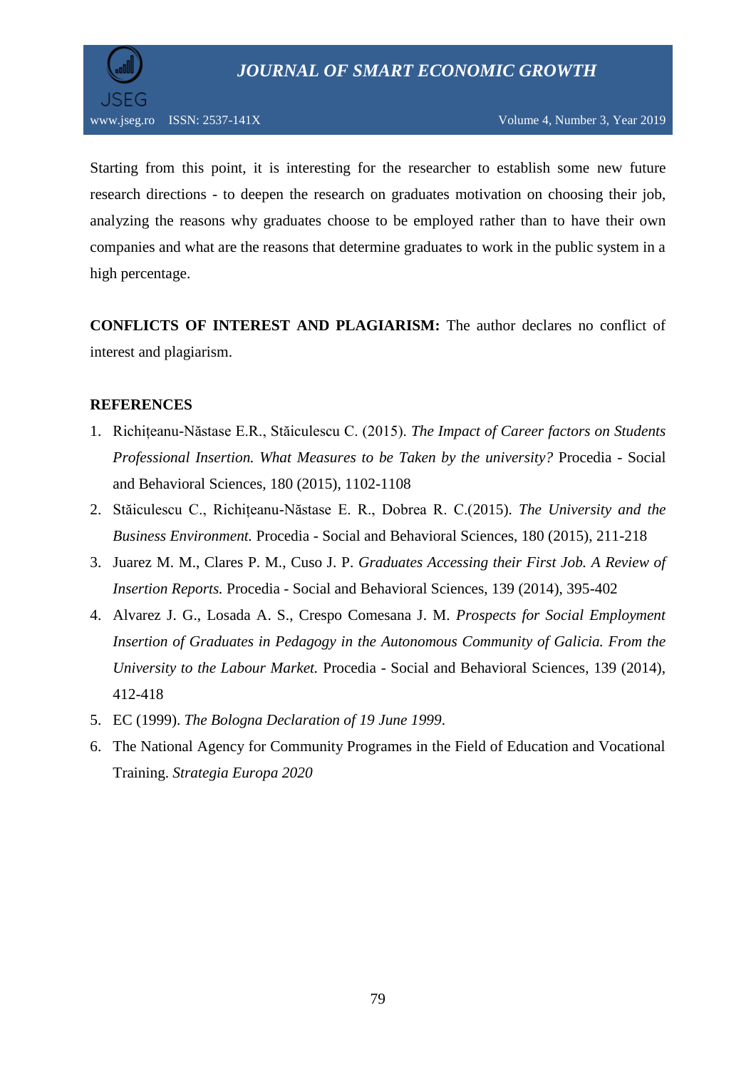Starting from this point, it is interesting for the researcher to establish some new future research directions - to deepen the research on graduates motivation on choosing their job, analyzing the reasons why graduates choose to be employed rather than to have their own companies and what are the reasons that determine graduates to work in the public system in a high percentage.

**CONFLICTS OF INTEREST AND PLAGIARISM:** The author declares no conflict of interest and plagiarism.

**REFERENCES**

1. Richițeanu-Năstase E.R., Stăiculescu C. (2015). *The Impact of Career factors on Students Professional Insertion. What Measures to be Taken by the university?* Procedia - Social and Behavioral Sciences, 180 (2015), 1102-1108
2. Stăiculescu C., Richițeanu-Năstase E. R., Dobrea R. C.(2015). *The University and the Business Environment.* Procedia - Social and Behavioral Sciences, 180 (2015), 211-218
3. Juarez M. M., Clares P. M., Cuso J. P. *Graduates Accessing their First Job. A Review of Insertion Reports.* Procedia - Social and Behavioral Sciences, 139 (2014), 395-402
4. Alvarez J. G., Losada A. S., Crespo Comesana J. M. *Prospects for Social Employment Insertion of Graduates in Pedagogy in the Autonomous Community of Galicia. From the University to the Labour Market.* Procedia - Social and Behavioral Sciences, 139 (2014), 412-418
5. EC (1999). *The Bologna Declaration of 19 June 1999.*
6. The National Agency for Community Programes in the Field of Education and Vocational Training. *Strategia Europa 2020*